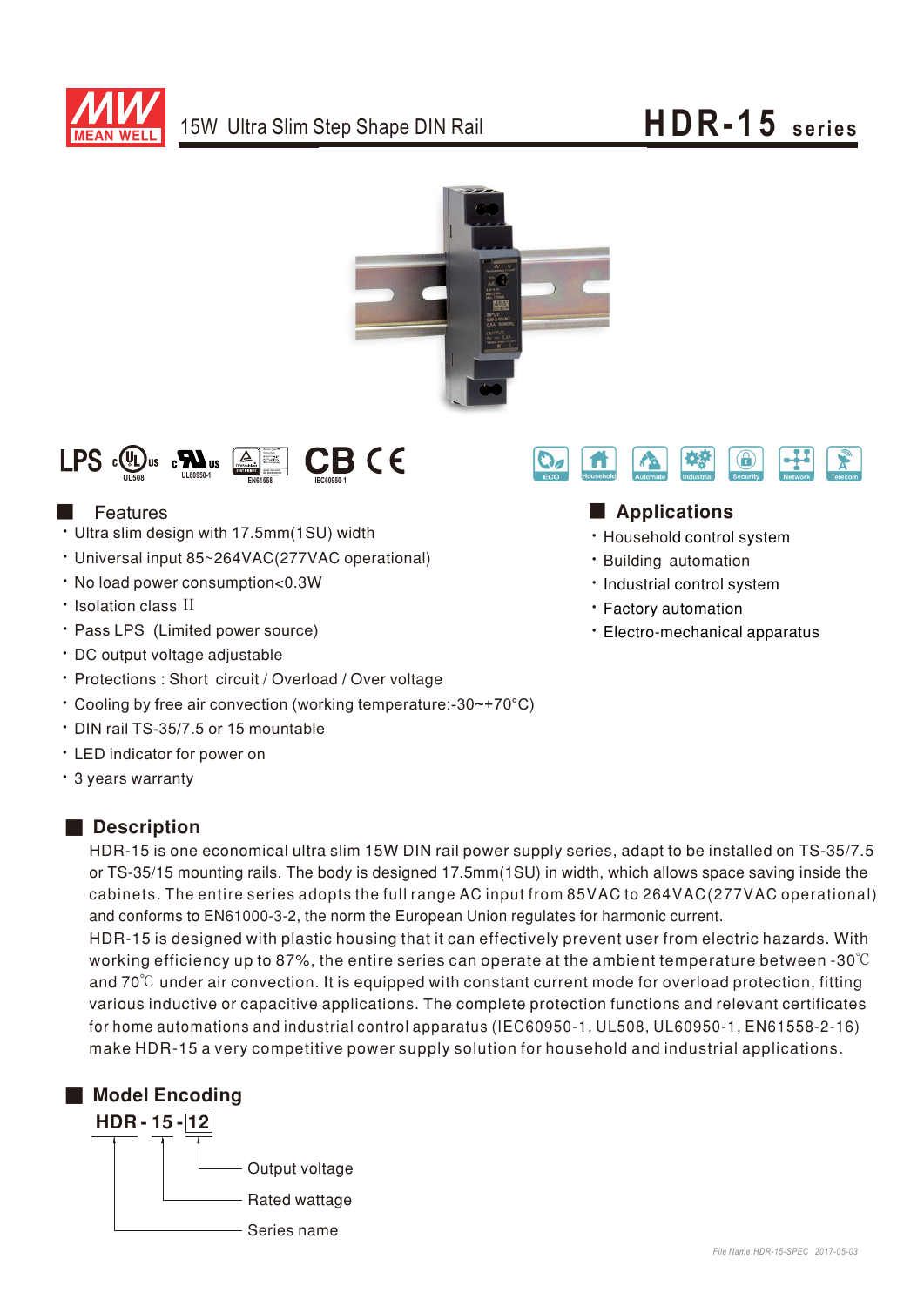# HDR-15 series

15W Ultra Slim Step Shape DIN Rail

LPS UL508 UL60950-1 EN61558 CB IEC60950-1 CE

ECO Household Automate Industrial Security Network Telecom

## Features

- Ultra slim design with 17.5mm(1SU) width
- Universal input 85~264VAC(277VAC operational)
- No load power consumption<0.3W
- Isolation class II
- Pass LPS (Limited power source)
- DC output voltage adjustable
- Protections : Short circuit / Overload / Over voltage
- Cooling by free air convection (working temperature:-30~+70°C)
- DIN rail TS-35/7.5 or 15 mountable
- LED indicator for power on
- 3 years warranty

## Applications

- Household control system
- Building automation
- Industrial control system
- Factory automation
- Electro-mechanical apparatus

## Description

HDR-15 is one economical ultra slim 15W DIN rail power supply series, adapt to be installed on TS-35/7.5 or TS-35/15 mounting rails. The body is designed 17.5mm(1SU) in width, which allows space saving inside the cabinets. The entire series adopts the full range AC input from 85VAC to 264VAC(277VAC operational) and conforms to EN61000-3-2, the norm the European Union regulates for harmonic current.

HDR-15 is designed with plastic housing that it can effectively prevent user from electric hazards. With working efficiency up to 87%, the entire series can operate at the ambient temperature between -30℃ and 70℃ under air convection. It is equipped with constant current mode for overload protection, fitting various inductive or capacitive applications. The complete protection functions and relevant certificates for home automations and industrial control apparatus (IEC60950-1, UL508, UL60950-1, EN61558-2-16) make HDR-15 a very competitive power supply solution for household and industrial applications.

## Model Encoding

**HDR - 15 - 12**

- 12: Output voltage
- 15: Rated wattage
- HDR: Series name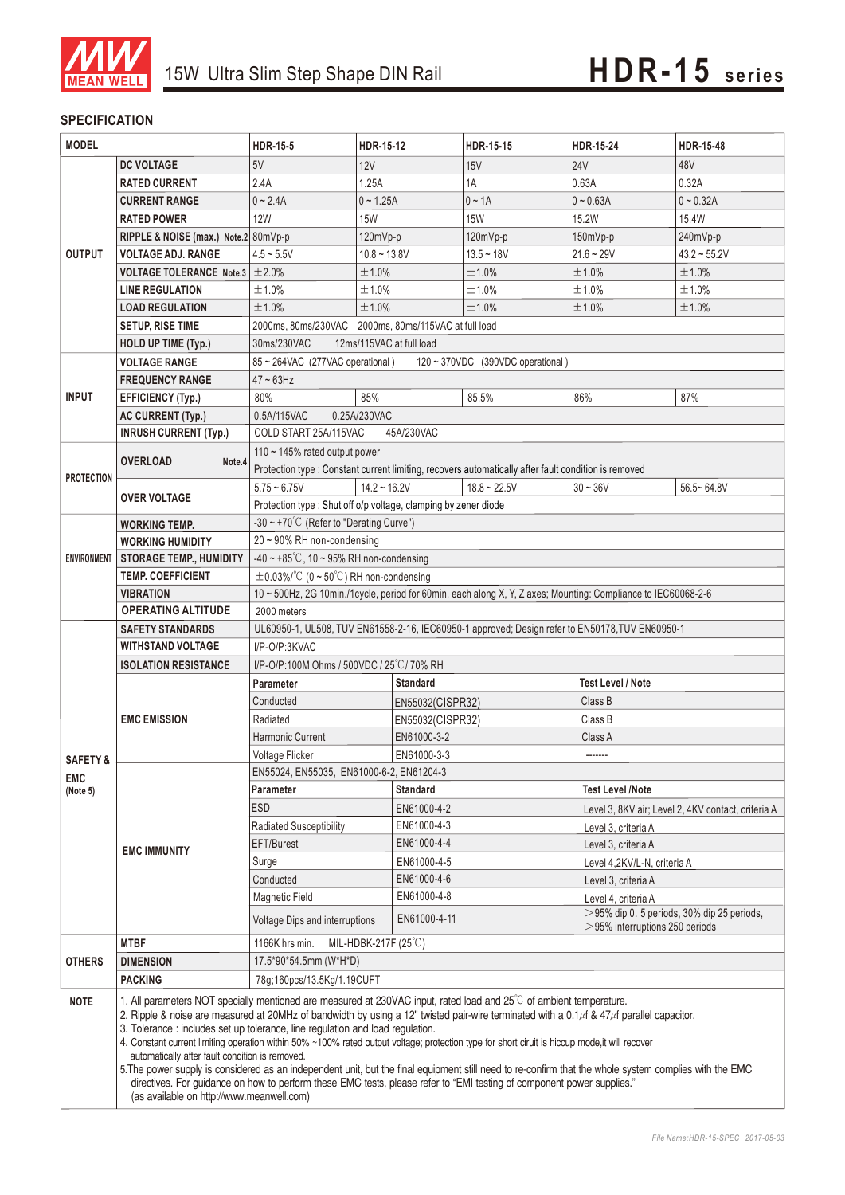# 15W Ultra Slim Step Shape DIN Rail — HDR-15 series

## SPECIFICATION

| MODEL | | HDR-15-5 | HDR-15-12 | HDR-15-15 | HDR-15-24 | HDR-15-48 |
|---|---|---|---|---|---|---|
| OUTPUT | DC VOLTAGE | 5V | 12V | 15V | 24V | 48V |
| | RATED CURRENT | 2.4A | 1.25A | 1A | 0.63A | 0.32A |
| | CURRENT RANGE | 0 ~ 2.4A | 0 ~ 1.25A | 0 ~ 1A | 0 ~ 0.63A | 0 ~ 0.32A |
| | RATED POWER | 12W | 15W | 15W | 15.2W | 15.4W |
| | RIPPLE & NOISE (max.) Note.2 | 80mVp-p | 120mVp-p | 120mVp-p | 150mVp-p | 240mVp-p |
| | VOLTAGE ADJ. RANGE | 4.5 ~ 5.5V | 10.8 ~ 13.8V | 13.5 ~ 18V | 21.6 ~ 29V | 43.2 ~ 55.2V |
| | VOLTAGE TOLERANCE Note.3 | ±2.0% | ±1.0% | ±1.0% | ±1.0% | ±1.0% |
| | LINE REGULATION | ±1.0% | ±1.0% | ±1.0% | ±1.0% | ±1.0% |
| | LOAD REGULATION | ±1.0% | ±1.0% | ±1.0% | ±1.0% | ±1.0% |
| | SETUP, RISE TIME | 2000ms, 80ms/230VAC 2000ms, 80ms/115VAC at full load | | | | |
| | HOLD UP TIME (Typ.) | 30ms/230VAC 12ms/115VAC at full load | | | | |
| INPUT | VOLTAGE RANGE | 85 ~ 264VAC (277VAC operational) 120 ~ 370VDC (390VDC operational) | | | | |
| | FREQUENCY RANGE | 47 ~ 63Hz | | | | |
| | EFFICIENCY (Typ.) | 80% | 85% | 85.5% | 86% | 87% |
| | AC CURRENT (Typ.) | 0.5A/115VAC 0.25A/230VAC | | | | |
| | INRUSH CURRENT (Typ.) | COLD START 25A/115VAC 45A/230VAC | | | | |
| PROTECTION | OVERLOAD Note.4 | 110 ~ 145% rated output power | | | | |
| | | Protection type : Constant current limiting, recovers automatically after fault condition is removed | | | | |
| | OVER VOLTAGE | 5.75 ~ 6.75V | 14.2 ~ 16.2V | 18.8 ~ 22.5V | 30 ~ 36V | 56.5~ 64.8V |
| | | Protection type : Shut off o/p voltage, clamping by zener diode | | | | |
| ENVIRONMENT | WORKING TEMP. | -30 ~ +70℃ (Refer to "Derating Curve") | | | | |
| | WORKING HUMIDITY | 20 ~ 90% RH non-condensing | | | | |
| | STORAGE TEMP., HUMIDITY | -40 ~ +85℃, 10 ~ 95% RH non-condensing | | | | |
| | TEMP. COEFFICIENT | ±0.03%/℃ (0 ~ 50℃) RH non-condensing | | | | |
| | VIBRATION | 10 ~ 500Hz, 2G 10min./1cycle, period for 60min. each along X, Y, Z axes; Mounting: Compliance to IEC60068-2-6 | | | | |
| | OPERATING ALTITUDE | 2000 meters | | | | |
| SAFETY & EMC (Note 5) | SAFETY STANDARDS | UL60950-1, UL508, TUV EN61558-2-16, IEC60950-1 approved; Design refer to EN50178,TUV EN60950-1 | | | | |
| | WITHSTAND VOLTAGE | I/P-O/P:3KVAC | | | | |
| | ISOLATION RESISTANCE | I/P-O/P:100M Ohms / 500VDC / 25℃/ 70% RH | | | | |
| | EMC EMISSION | Parameter | Standard | | Test Level / Note | |
| | | Conducted | EN55032(CISPR32) | | Class B | |
| | | Radiated | EN55032(CISPR32) | | Class B | |
| | | Harmonic Current | EN61000-3-2 | | Class A | |
| | | Voltage Flicker | EN61000-3-3 | | ------- | |
| | EMC IMMUNITY | EN55024, EN55035, EN61000-6-2, EN61204-3 | | | | |
| | | Parameter | Standard | | Test Level /Note | |
| | | ESD | EN61000-4-2 | | Level 3, 8KV air; Level 2, 4KV contact, criteria A | |
| | | Radiated Susceptibility | EN61000-4-3 | | Level 3, criteria A | |
| | | EFT/Burest | EN61000-4-4 | | Level 3, criteria A | |
| | | Surge | EN61000-4-5 | | Level 4,2KV/L-N, criteria A | |
| | | Conducted | EN61000-4-6 | | Level 3, criteria A | |
| | | Magnetic Field | EN61000-4-8 | | Level 4, criteria A | |
| | | Voltage Dips and interruptions | EN61000-4-11 | | >95% dip 0. 5 periods, 30% dip 25 periods, >95% interruptions 250 periods | |
| OTHERS | MTBF | 1166K hrs min. MIL-HDBK-217F (25℃) | | | | |
| | DIMENSION | 17.5*90*54.5mm (W*H*D) | | | | |
| | PACKING | 78g;160pcs/13.5Kg/1.19CUFT | | | | |

**NOTE**

1. All parameters NOT specially mentioned are measured at 230VAC input, rated load and 25℃ of ambient temperature.
2. Ripple & noise are measured at 20MHz of bandwidth by using a 12" twisted pair-wire terminated with a 0.1μf & 47μf parallel capacitor.
3. Tolerance : includes set up tolerance, line regulation and load regulation.
4. Constant current limiting operation within 50% ~100% rated output voltage; protection type for short ciruit is hiccup mode,it will recover automatically after fault condition is removed.
5. The power supply is considered as an independent unit, but the final equipment still need to re-confirm that the whole system complies with the EMC directives. For guidance on how to perform these EMC tests, please refer to "EMI testing of component power supplies." (as available on http://www.meanwell.com)

File Name:HDR-15-SPEC 2017-05-03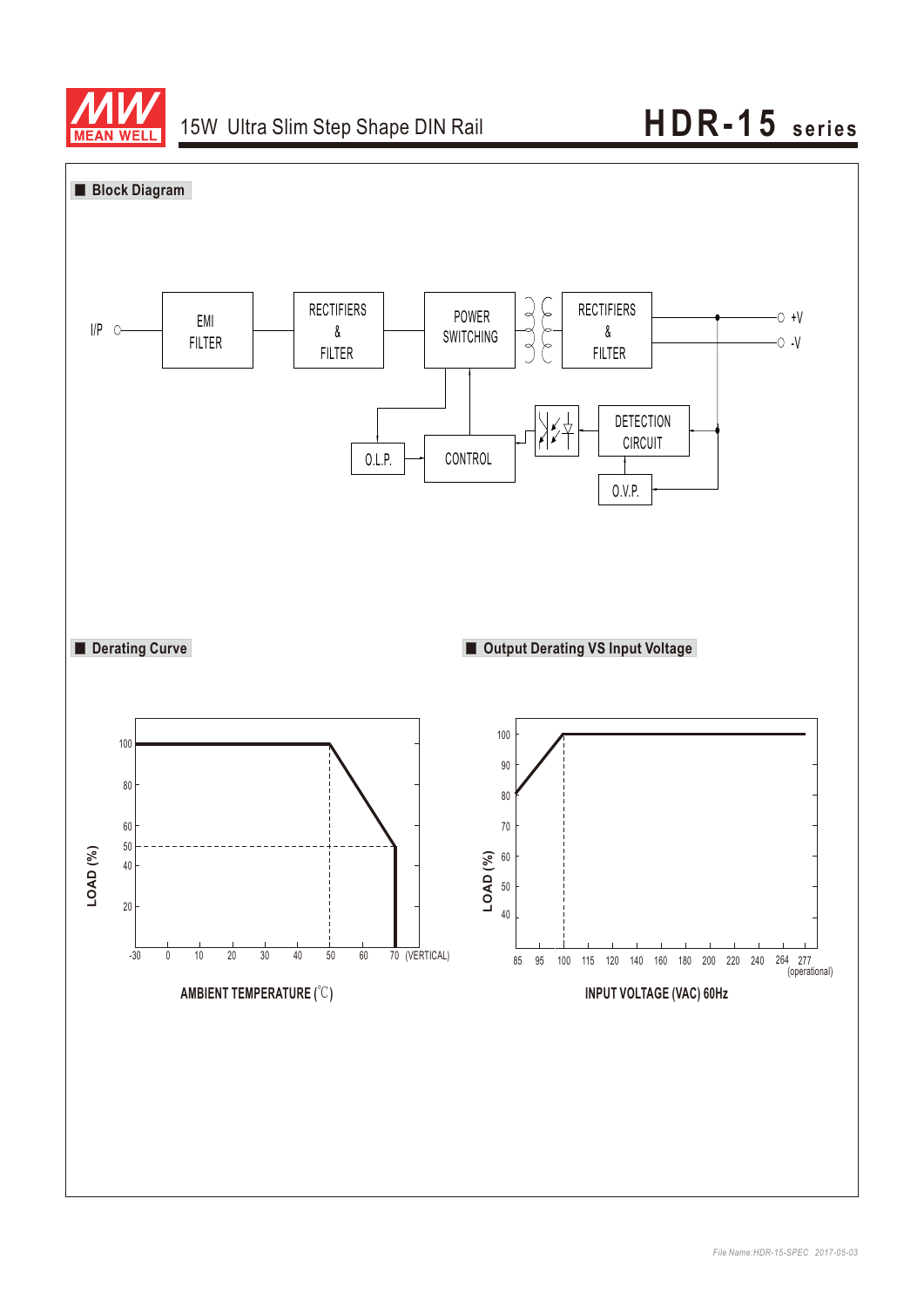# 15W Ultra Slim Step Shape DIN Rail — HDR-15 series

## Block Diagram

I/P → EMI FILTER → RECTIFIERS & FILTER → POWER SWITCHING → RECTIFIERS & FILTER → +V / -V

O.L.P. — CONTROL — DETECTION CIRCUIT — O.V.P.

## Derating Curve

LOAD (%)

AMBIENT TEMPERATURE (℃)

-30, 0, 10, 20, 30, 40, 50, 60, 70 (VERTICAL)

100, 80, 60, 50, 40, 20

## Output Derating VS Input Voltage

LOAD (%)

INPUT VOLTAGE (VAC) 60Hz

85, 95, 100, 115, 120, 140, 160, 180, 200, 220, 240, 264, 277 (operational)

100, 90, 80, 70, 60, 50, 40

File Name:HDR-15-SPEC 2017-05-03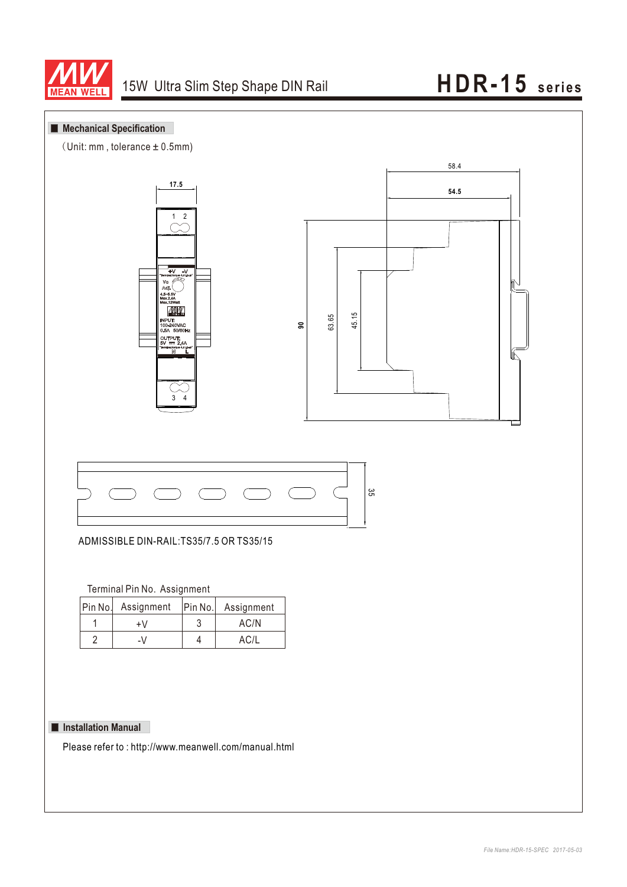## Mechanical Specification

(Unit: mm , tolerance ± 0.5mm)

17.5

1 2

+V -V

Vo ADJ.

4.5~5.5V
Max.2.4A
Max.12Watt

INPUT:
100-240VAC
0.5A 50/60Hz

OUTPUT:
5V 2.4A

3 4

58.4

54.5

90

63.65

45.15

35

ADMISSIBLE DIN-RAIL:TS35/7.5 OR TS35/15

Terminal Pin No. Assignment

| Pin No. | Assignment | Pin No. | Assignment |
|---|---|---|---|
| 1 | +V | 3 | AC/N |
| 2 | -V | 4 | AC/L |

## Installation Manual

Please refer to : http://www.meanwell.com/manual.html